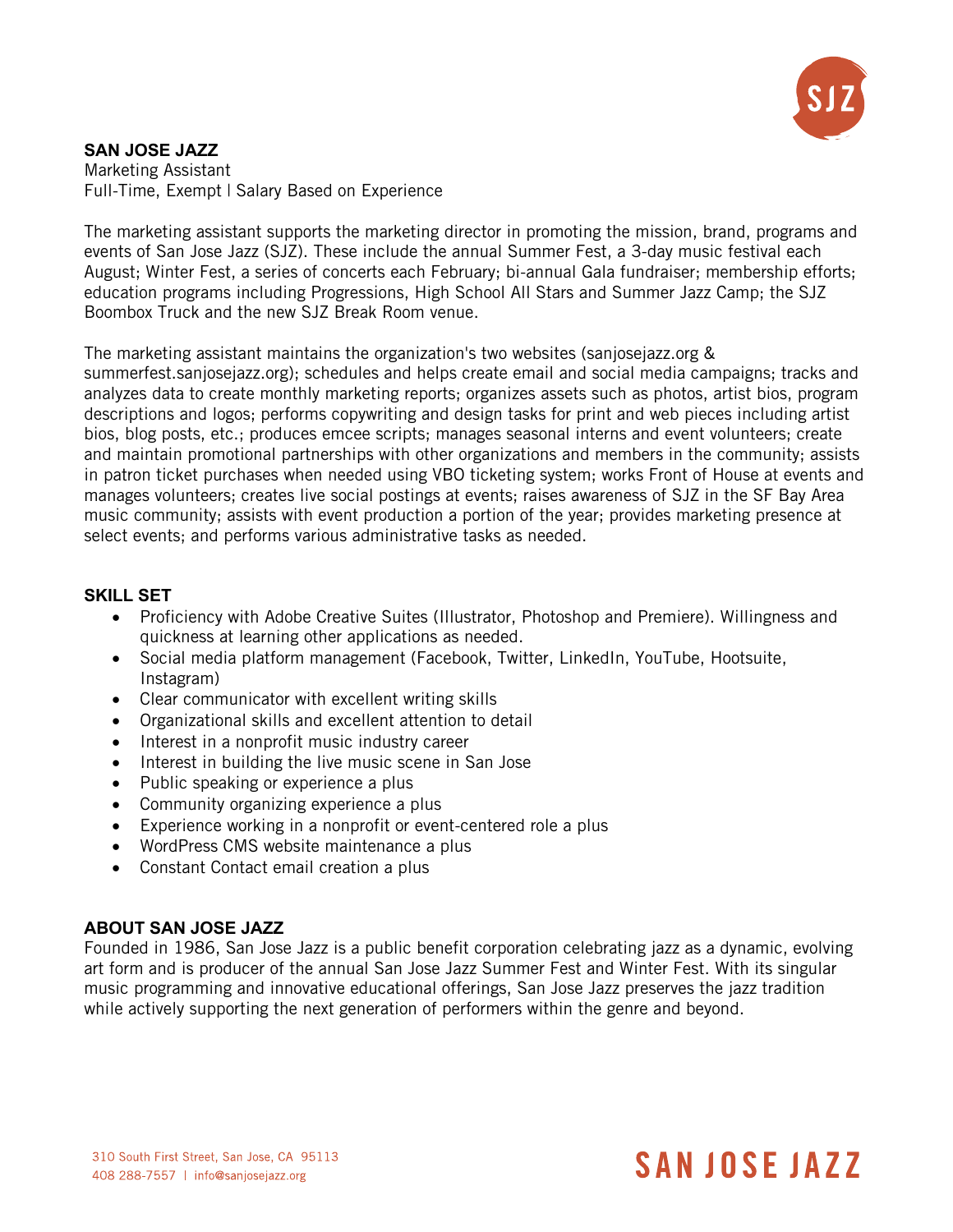## SAN JOSE JAZZ

Marketing Assistant
Full-Time, Exempt | Salary Based on Experience

The marketing assistant supports the marketing director in promoting the mission, brand, programs and events of San Jose Jazz (SJZ). These include the annual Summer Fest, a 3-day music festival each August; Winter Fest, a series of concerts each February; bi-annual Gala fundraiser; membership efforts; education programs including Progressions, High School All Stars and Summer Jazz Camp; the SJZ Boombox Truck and the new SJZ Break Room venue.

The marketing assistant maintains the organization's two websites (sanjosejazz.org & summerfest.sanjosejazz.org); schedules and helps create email and social media campaigns; tracks and analyzes data to create monthly marketing reports; organizes assets such as photos, artist bios, program descriptions and logos; performs copywriting and design tasks for print and web pieces including artist bios, blog posts, etc.; produces emcee scripts; manages seasonal interns and event volunteers; create and maintain promotional partnerships with other organizations and members in the community; assists in patron ticket purchases when needed using VBO ticketing system; works Front of House at events and manages volunteers; creates live social postings at events; raises awareness of SJZ in the SF Bay Area music community; assists with event production a portion of the year; provides marketing presence at select events; and performs various administrative tasks as needed.

### SKILL SET

- Proficiency with Adobe Creative Suites (Illustrator, Photoshop and Premiere). Willingness and quickness at learning other applications as needed.
- Social media platform management (Facebook, Twitter, LinkedIn, YouTube, Hootsuite, Instagram)
- Clear communicator with excellent writing skills
- Organizational skills and excellent attention to detail
- Interest in a nonprofit music industry career
- Interest in building the live music scene in San Jose
- Public speaking or experience a plus
- Community organizing experience a plus
- Experience working in a nonprofit or event-centered role a plus
- WordPress CMS website maintenance a plus
- Constant Contact email creation a plus

### ABOUT SAN JOSE JAZZ

Founded in 1986, San Jose Jazz is a public benefit corporation celebrating jazz as a dynamic, evolving art form and is producer of the annual San Jose Jazz Summer Fest and Winter Fest. With its singular music programming and innovative educational offerings, San Jose Jazz preserves the jazz tradition while actively supporting the next generation of performers within the genre and beyond.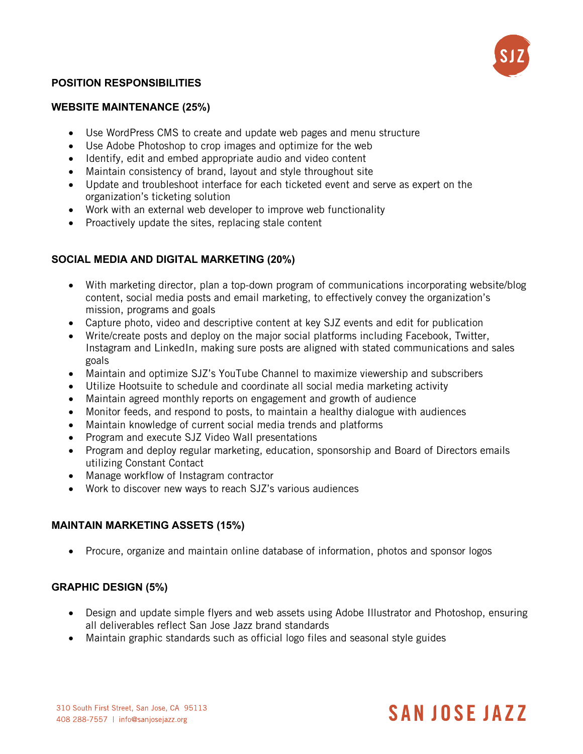## POSITION RESPONSIBILITIES

### WEBSITE MAINTENANCE (25%)

- Use WordPress CMS to create and update web pages and menu structure
- Use Adobe Photoshop to crop images and optimize for the web
- Identify, edit and embed appropriate audio and video content
- Maintain consistency of brand, layout and style throughout site
- Update and troubleshoot interface for each ticketed event and serve as expert on the organization's ticketing solution
- Work with an external web developer to improve web functionality
- Proactively update the sites, replacing stale content

### SOCIAL MEDIA AND DIGITAL MARKETING (20%)

- With marketing director, plan a top-down program of communications incorporating website/blog content, social media posts and email marketing, to effectively convey the organization's mission, programs and goals
- Capture photo, video and descriptive content at key SJZ events and edit for publication
- Write/create posts and deploy on the major social platforms including Facebook, Twitter, Instagram and LinkedIn, making sure posts are aligned with stated communications and sales goals
- Maintain and optimize SJZ's YouTube Channel to maximize viewership and subscribers
- Utilize Hootsuite to schedule and coordinate all social media marketing activity
- Maintain agreed monthly reports on engagement and growth of audience
- Monitor feeds, and respond to posts, to maintain a healthy dialogue with audiences
- Maintain knowledge of current social media trends and platforms
- Program and execute SJZ Video Wall presentations
- Program and deploy regular marketing, education, sponsorship and Board of Directors emails utilizing Constant Contact
- Manage workflow of Instagram contractor
- Work to discover new ways to reach SJZ's various audiences

### MAINTAIN MARKETING ASSETS (15%)

- Procure, organize and maintain online database of information, photos and sponsor logos

### GRAPHIC DESIGN (5%)

- Design and update simple flyers and web assets using Adobe Illustrator and Photoshop, ensuring all deliverables reflect San Jose Jazz brand standards
- Maintain graphic standards such as official logo files and seasonal style guides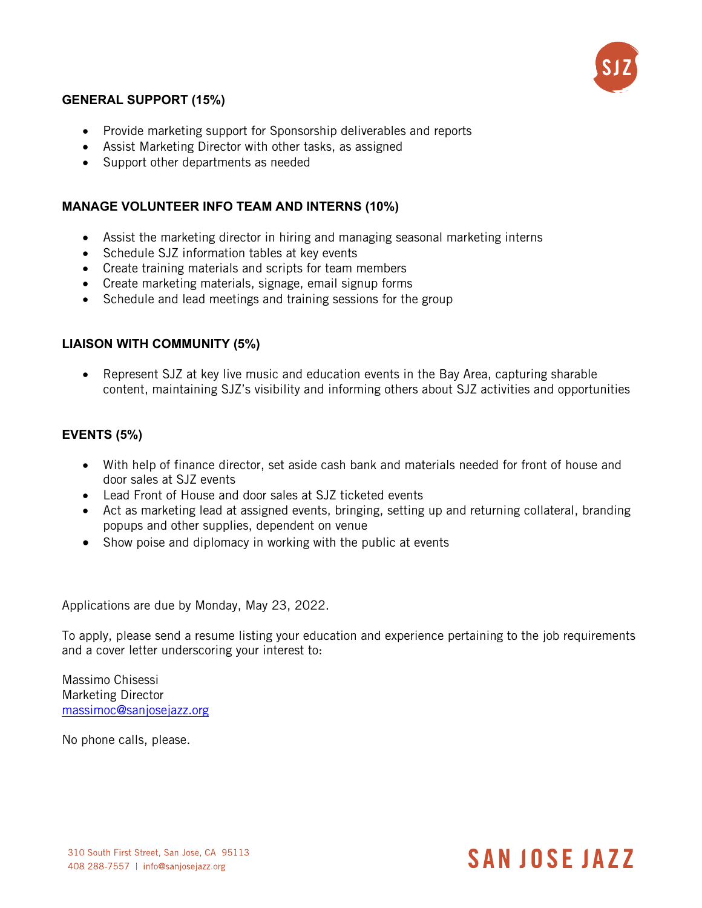**GENERAL SUPPORT (15%)**

- Provide marketing support for Sponsorship deliverables and reports
- Assist Marketing Director with other tasks, as assigned
- Support other departments as needed

**MANAGE VOLUNTEER INFO TEAM AND INTERNS (10%)**

- Assist the marketing director in hiring and managing seasonal marketing interns
- Schedule SJZ information tables at key events
- Create training materials and scripts for team members
- Create marketing materials, signage, email signup forms
- Schedule and lead meetings and training sessions for the group

**LIAISON WITH COMMUNITY (5%)**

- Represent SJZ at key live music and education events in the Bay Area, capturing sharable content, maintaining SJZ's visibility and informing others about SJZ activities and opportunities

**EVENTS (5%)**

- With help of finance director, set aside cash bank and materials needed for front of house and door sales at SJZ events
- Lead Front of House and door sales at SJZ ticketed events
- Act as marketing lead at assigned events, bringing, setting up and returning collateral, branding popups and other supplies, dependent on venue
- Show poise and diplomacy in working with the public at events

Applications are due by Monday, May 23, 2022.

To apply, please send a resume listing your education and experience pertaining to the job requirements and a cover letter underscoring your interest to:

Massimo Chisessi
Marketing Director
massimoc@sanjosejazz.org

No phone calls, please.

310 South First Street, San Jose, CA 95113
408 288-7557 | info@sanjosejazz.org

SAN JOSE JAZZ